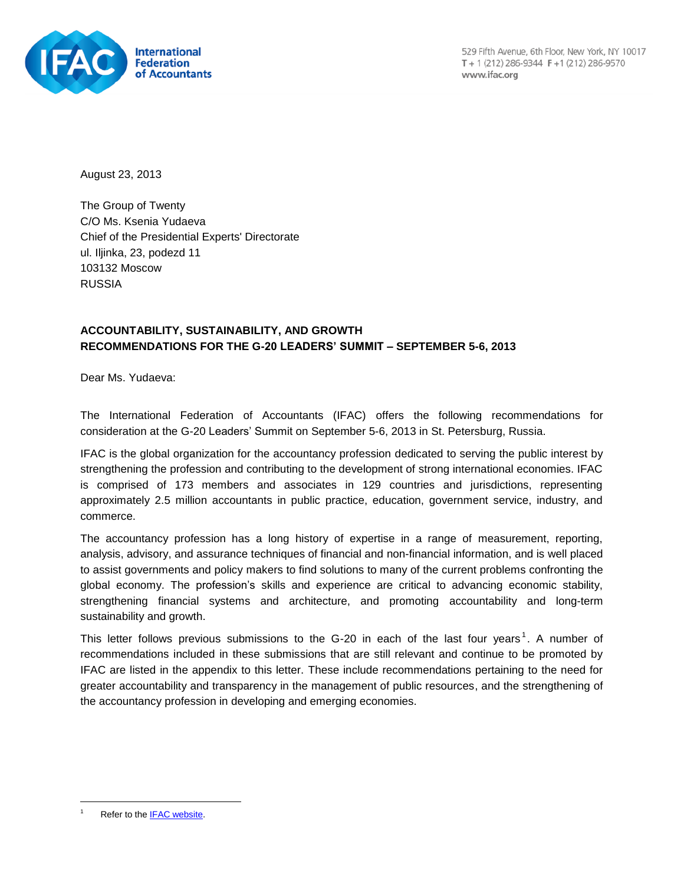International Federation of Accountants

529 Fifth Avenue, 6th Floor, New York, NY 10017
T + 1 (212) 286-9344 F +1 (212) 286-9570
www.ifac.org

August 23, 2013

The Group of Twenty
C/O Ms. Ksenia Yudaeva
Chief of the Presidential Experts' Directorate
ul. Iljinka, 23, podezd 11
103132 Moscow
RUSSIA

**ACCOUNTABILITY, SUSTAINABILITY, AND GROWTH**
**RECOMMENDATIONS FOR THE G-20 LEADERS' SUMMIT – SEPTEMBER 5-6, 2013**

Dear Ms. Yudaeva:

The International Federation of Accountants (IFAC) offers the following recommendations for consideration at the G-20 Leaders' Summit on September 5-6, 2013 in St. Petersburg, Russia.

IFAC is the global organization for the accountancy profession dedicated to serving the public interest by strengthening the profession and contributing to the development of strong international economies. IFAC is comprised of 173 members and associates in 129 countries and jurisdictions, representing approximately 2.5 million accountants in public practice, education, government service, industry, and commerce.

The accountancy profession has a long history of expertise in a range of measurement, reporting, analysis, advisory, and assurance techniques of financial and non-financial information, and is well placed to assist governments and policy makers to find solutions to many of the current problems confronting the global economy. The profession's skills and experience are critical to advancing economic stability, strengthening financial systems and architecture, and promoting accountability and long-term sustainability and growth.

This letter follows previous submissions to the G-20 in each of the last four years[1]. A number of recommendations included in these submissions that are still relevant and continue to be promoted by IFAC are listed in the appendix to this letter. These include recommendations pertaining to the need for greater accountability and transparency in the management of public resources, and the strengthening of the accountancy profession in developing and emerging economies.

---

[1] Refer to the IFAC website.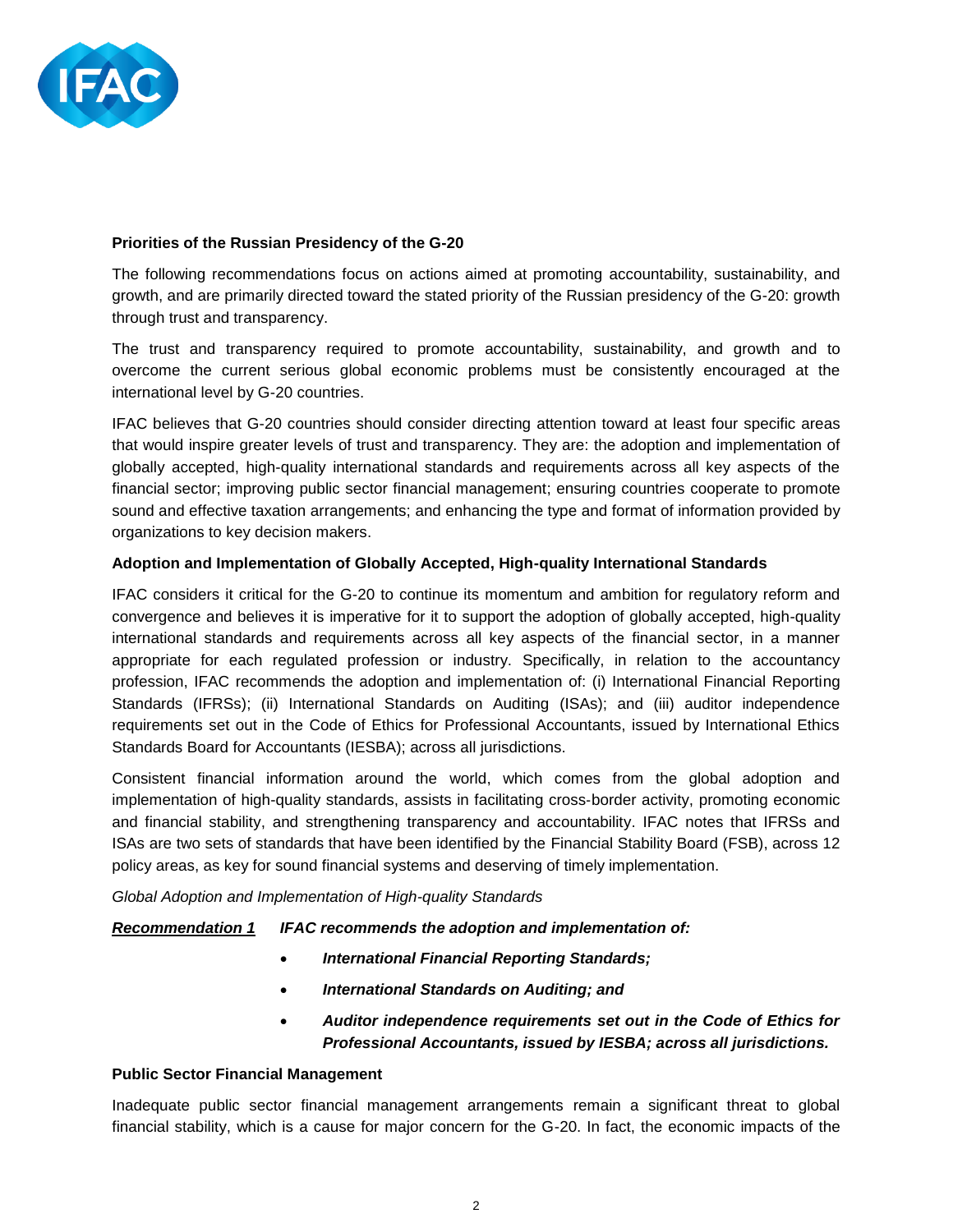**Priorities of the Russian Presidency of the G-20**

The following recommendations focus on actions aimed at promoting accountability, sustainability, and growth, and are primarily directed toward the stated priority of the Russian presidency of the G-20: growth through trust and transparency.

The trust and transparency required to promote accountability, sustainability, and growth and to overcome the current serious global economic problems must be consistently encouraged at the international level by G-20 countries.

IFAC believes that G-20 countries should consider directing attention toward at least four specific areas that would inspire greater levels of trust and transparency. They are: the adoption and implementation of globally accepted, high-quality international standards and requirements across all key aspects of the financial sector; improving public sector financial management; ensuring countries cooperate to promote sound and effective taxation arrangements; and enhancing the type and format of information provided by organizations to key decision makers.

**Adoption and Implementation of Globally Accepted, High-quality International Standards**

IFAC considers it critical for the G-20 to continue its momentum and ambition for regulatory reform and convergence and believes it is imperative for it to support the adoption of globally accepted, high-quality international standards and requirements across all key aspects of the financial sector, in a manner appropriate for each regulated profession or industry. Specifically, in relation to the accountancy profession, IFAC recommends the adoption and implementation of: (i) International Financial Reporting Standards (IFRSs); (ii) International Standards on Auditing (ISAs); and (iii) auditor independence requirements set out in the Code of Ethics for Professional Accountants, issued by International Ethics Standards Board for Accountants (IESBA); across all jurisdictions.

Consistent financial information around the world, which comes from the global adoption and implementation of high-quality standards, assists in facilitating cross-border activity, promoting economic and financial stability, and strengthening transparency and accountability. IFAC notes that IFRSs and ISAs are two sets of standards that have been identified by the Financial Stability Board (FSB), across 12 policy areas, as key for sound financial systems and deserving of timely implementation.

*Global Adoption and Implementation of High-quality Standards*

***Recommendation 1*** ***IFAC recommends the adoption and implementation of:***

- ***International Financial Reporting Standards;***
- ***International Standards on Auditing; and***
- ***Auditor independence requirements set out in the Code of Ethics for Professional Accountants, issued by IESBA; across all jurisdictions.***

**Public Sector Financial Management**

Inadequate public sector financial management arrangements remain a significant threat to global financial stability, which is a cause for major concern for the G-20. In fact, the economic impacts of the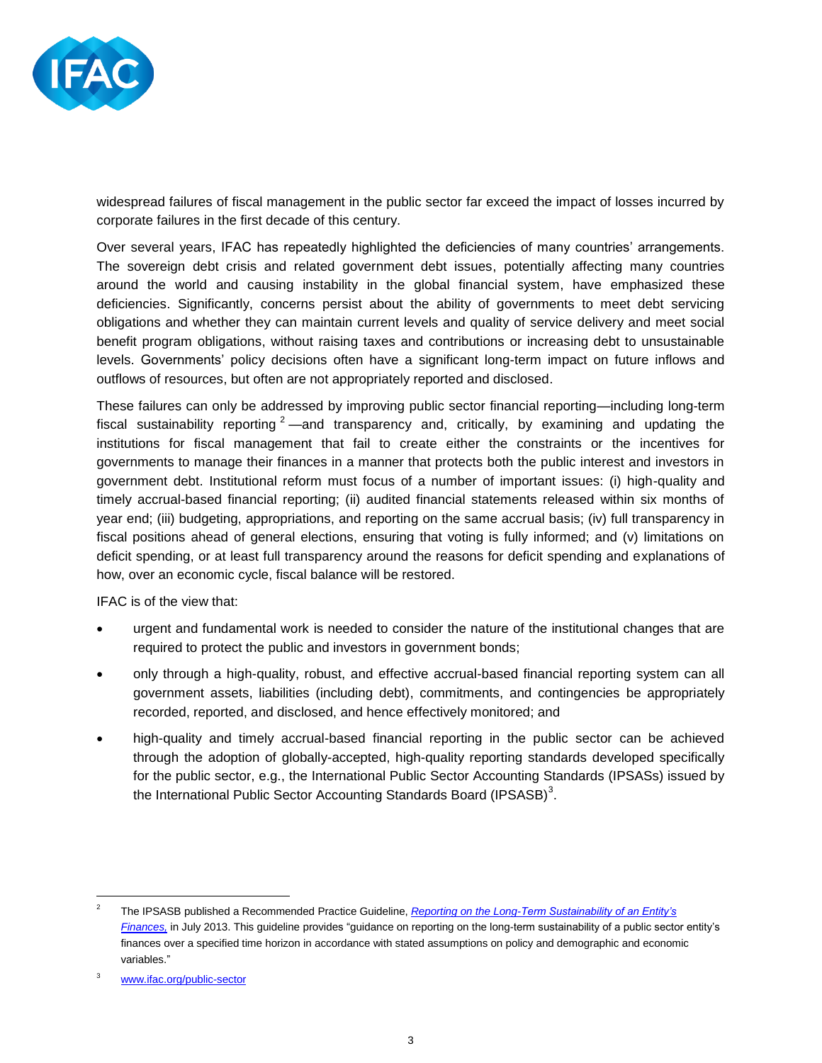widespread failures of fiscal management in the public sector far exceed the impact of losses incurred by corporate failures in the first decade of this century.

Over several years, IFAC has repeatedly highlighted the deficiencies of many countries' arrangements. The sovereign debt crisis and related government debt issues, potentially affecting many countries around the world and causing instability in the global financial system, have emphasized these deficiencies. Significantly, concerns persist about the ability of governments to meet debt servicing obligations and whether they can maintain current levels and quality of service delivery and meet social benefit program obligations, without raising taxes and contributions or increasing debt to unsustainable levels. Governments' policy decisions often have a significant long-term impact on future inflows and outflows of resources, but often are not appropriately reported and disclosed.

These failures can only be addressed by improving public sector financial reporting—including long-term fiscal sustainability reporting [2]—and transparency and, critically, by examining and updating the institutions for fiscal management that fail to create either the constraints or the incentives for governments to manage their finances in a manner that protects both the public interest and investors in government debt. Institutional reform must focus of a number of important issues: (i) high-quality and timely accrual-based financial reporting; (ii) audited financial statements released within six months of year end; (iii) budgeting, appropriations, and reporting on the same accrual basis; (iv) full transparency in fiscal positions ahead of general elections, ensuring that voting is fully informed; and (v) limitations on deficit spending, or at least full transparency around the reasons for deficit spending and explanations of how, over an economic cycle, fiscal balance will be restored.

IFAC is of the view that:

- urgent and fundamental work is needed to consider the nature of the institutional changes that are required to protect the public and investors in government bonds;
- only through a high-quality, robust, and effective accrual-based financial reporting system can all government assets, liabilities (including debt), commitments, and contingencies be appropriately recorded, reported, and disclosed, and hence effectively monitored; and
- high-quality and timely accrual-based financial reporting in the public sector can be achieved through the adoption of globally-accepted, high-quality reporting standards developed specifically for the public sector, e.g., the International Public Sector Accounting Standards (IPSASs) issued by the International Public Sector Accounting Standards Board (IPSASB)[3].

---

[2] The IPSASB published a Recommended Practice Guideline, *Reporting on the Long-Term Sustainability of an Entity's Finances,* in July 2013. This guideline provides "guidance on reporting on the long-term sustainability of a public sector entity's finances over a specified time horizon in accordance with stated assumptions on policy and demographic and economic variables."

[3] www.ifac.org/public-sector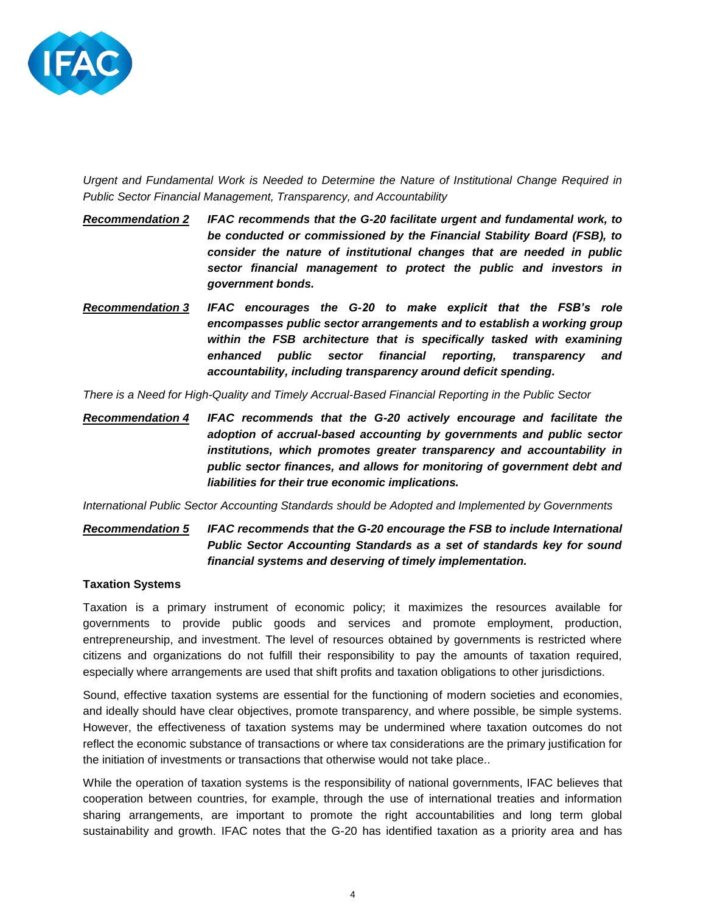*Urgent and Fundamental Work is Needed to Determine the Nature of Institutional Change Required in Public Sector Financial Management, Transparency, and Accountability*

***Recommendation 2*** ***IFAC recommends that the G-20 facilitate urgent and fundamental work, to be conducted or commissioned by the Financial Stability Board (FSB), to consider the nature of institutional changes that are needed in public sector financial management to protect the public and investors in government bonds.***

***Recommendation 3*** ***IFAC encourages the G-20 to make explicit that the FSB's role encompasses public sector arrangements and to establish a working group within the FSB architecture that is specifically tasked with examining enhanced public sector financial reporting, transparency and accountability, including transparency around deficit spending.***

*There is a Need for High-Quality and Timely Accrual-Based Financial Reporting in the Public Sector*

***Recommendation 4*** ***IFAC recommends that the G-20 actively encourage and facilitate the adoption of accrual-based accounting by governments and public sector institutions, which promotes greater transparency and accountability in public sector finances, and allows for monitoring of government debt and liabilities for their true economic implications.***

*International Public Sector Accounting Standards should be Adopted and Implemented by Governments*

***Recommendation 5*** ***IFAC recommends that the G-20 encourage the FSB to include International Public Sector Accounting Standards as a set of standards key for sound financial systems and deserving of timely implementation.***

**Taxation Systems**

Taxation is a primary instrument of economic policy; it maximizes the resources available for governments to provide public goods and services and promote employment, production, entrepreneurship, and investment. The level of resources obtained by governments is restricted where citizens and organizations do not fulfill their responsibility to pay the amounts of taxation required, especially where arrangements are used that shift profits and taxation obligations to other jurisdictions.

Sound, effective taxation systems are essential for the functioning of modern societies and economies, and ideally should have clear objectives, promote transparency, and where possible, be simple systems. However, the effectiveness of taxation systems may be undermined where taxation outcomes do not reflect the economic substance of transactions or where tax considerations are the primary justification for the initiation of investments or transactions that otherwise would not take place..

While the operation of taxation systems is the responsibility of national governments, IFAC believes that cooperation between countries, for example, through the use of international treaties and information sharing arrangements, are important to promote the right accountabilities and long term global sustainability and growth. IFAC notes that the G-20 has identified taxation as a priority area and has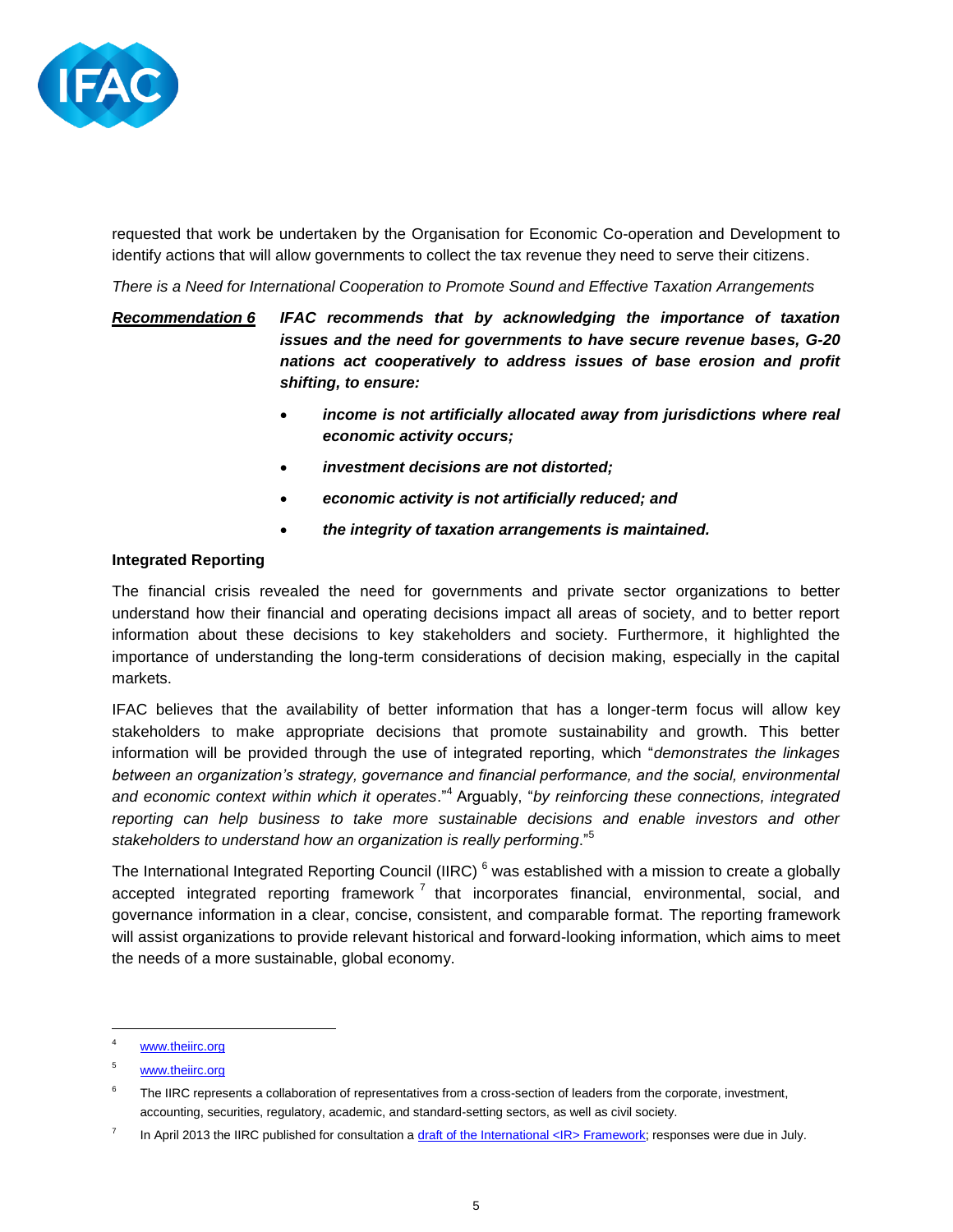requested that work be undertaken by the Organisation for Economic Co-operation and Development to identify actions that will allow governments to collect the tax revenue they need to serve their citizens.

*There is a Need for International Cooperation to Promote Sound and Effective Taxation Arrangements*

***Recommendation 6*** ***IFAC recommends that by acknowledging the importance of taxation issues and the need for governments to have secure revenue bases, G-20 nations act cooperatively to address issues of base erosion and profit shifting, to ensure:***

- ***income is not artificially allocated away from jurisdictions where real economic activity occurs;***
- ***investment decisions are not distorted;***
- ***economic activity is not artificially reduced; and***
- ***the integrity of taxation arrangements is maintained.***

**Integrated Reporting**

The financial crisis revealed the need for governments and private sector organizations to better understand how their financial and operating decisions impact all areas of society, and to better report information about these decisions to key stakeholders and society. Furthermore, it highlighted the importance of understanding the long-term considerations of decision making, especially in the capital markets.

IFAC believes that the availability of better information that has a longer-term focus will allow key stakeholders to make appropriate decisions that promote sustainability and growth. This better information will be provided through the use of integrated reporting, which "*demonstrates the linkages between an organization's strategy, governance and financial performance, and the social, environmental and economic context within which it operates*."[4] Arguably, "*by reinforcing these connections, integrated reporting can help business to take more sustainable decisions and enable investors and other stakeholders to understand how an organization is really performing*."[5]

The International Integrated Reporting Council (IIRC) [6] was established with a mission to create a globally accepted integrated reporting framework [7] that incorporates financial, environmental, social, and governance information in a clear, concise, consistent, and comparable format. The reporting framework will assist organizations to provide relevant historical and forward-looking information, which aims to meet the needs of a more sustainable, global economy.

---

[4] www.theiirc.org

[5] www.theiirc.org

[6] The IIRC represents a collaboration of representatives from a cross-section of leaders from the corporate, investment, accounting, securities, regulatory, academic, and standard-setting sectors, as well as civil society.

[7] In April 2013 the IIRC published for consultation a draft of the International <IR> Framework; responses were due in July.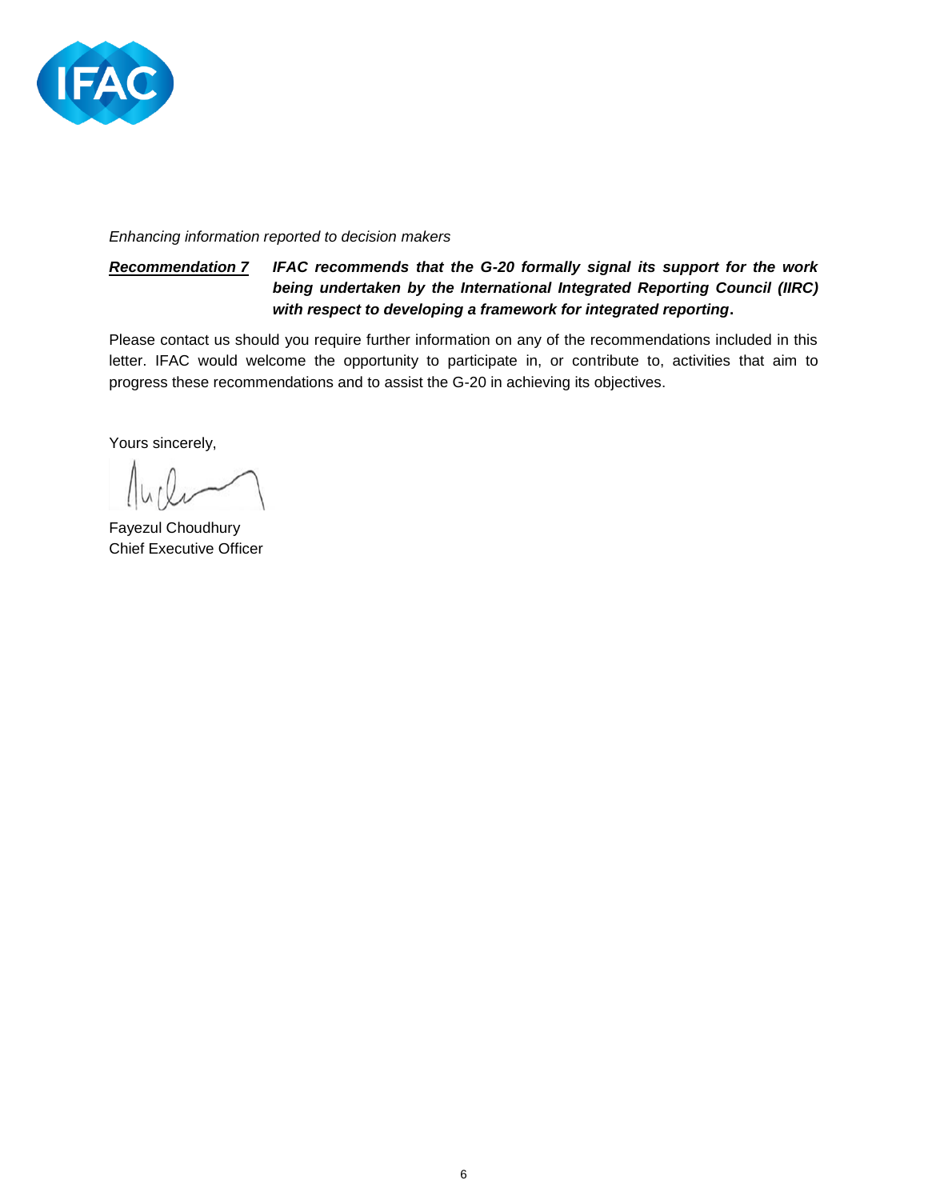*Enhancing information reported to decision makers*

***Recommendation 7*** ***IFAC recommends that the G-20 formally signal its support for the work being undertaken by the International Integrated Reporting Council (IIRC) with respect to developing a framework for integrated reporting*.**

Please contact us should you require further information on any of the recommendations included in this letter. IFAC would welcome the opportunity to participate in, or contribute to, activities that aim to progress these recommendations and to assist the G-20 in achieving its objectives.

Yours sincerely,

Fayezul Choudhury
Chief Executive Officer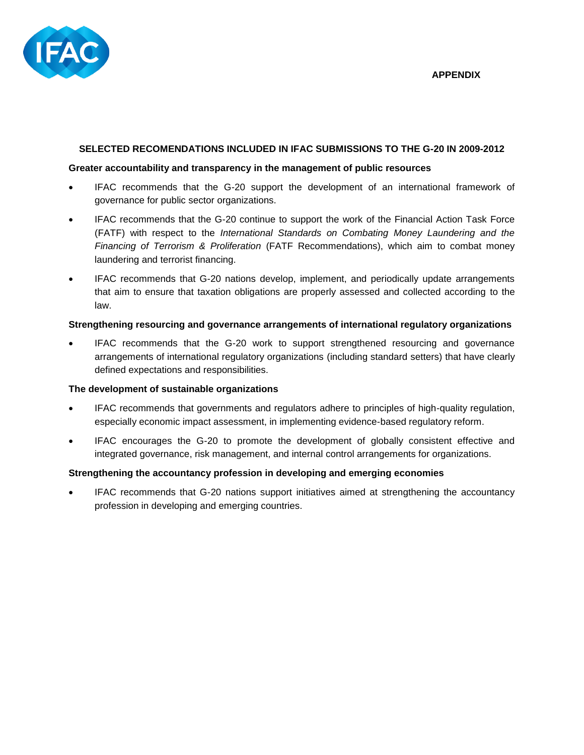**APPENDIX**

## SELECTED RECOMENDATIONS INCLUDED IN IFAC SUBMISSIONS TO THE G-20 IN 2009-2012

### Greater accountability and transparency in the management of public resources

- IFAC recommends that the G-20 support the development of an international framework of governance for public sector organizations.
- IFAC recommends that the G-20 continue to support the work of the Financial Action Task Force (FATF) with respect to the *International Standards on Combating Money Laundering and the Financing of Terrorism & Proliferation* (FATF Recommendations), which aim to combat money laundering and terrorist financing.
- IFAC recommends that G-20 nations develop, implement, and periodically update arrangements that aim to ensure that taxation obligations are properly assessed and collected according to the law.

### Strengthening resourcing and governance arrangements of international regulatory organizations

- IFAC recommends that the G-20 work to support strengthened resourcing and governance arrangements of international regulatory organizations (including standard setters) that have clearly defined expectations and responsibilities.

### The development of sustainable organizations

- IFAC recommends that governments and regulators adhere to principles of high-quality regulation, especially economic impact assessment, in implementing evidence-based regulatory reform.
- IFAC encourages the G-20 to promote the development of globally consistent effective and integrated governance, risk management, and internal control arrangements for organizations.

### Strengthening the accountancy profession in developing and emerging economies

- IFAC recommends that G-20 nations support initiatives aimed at strengthening the accountancy profession in developing and emerging countries.